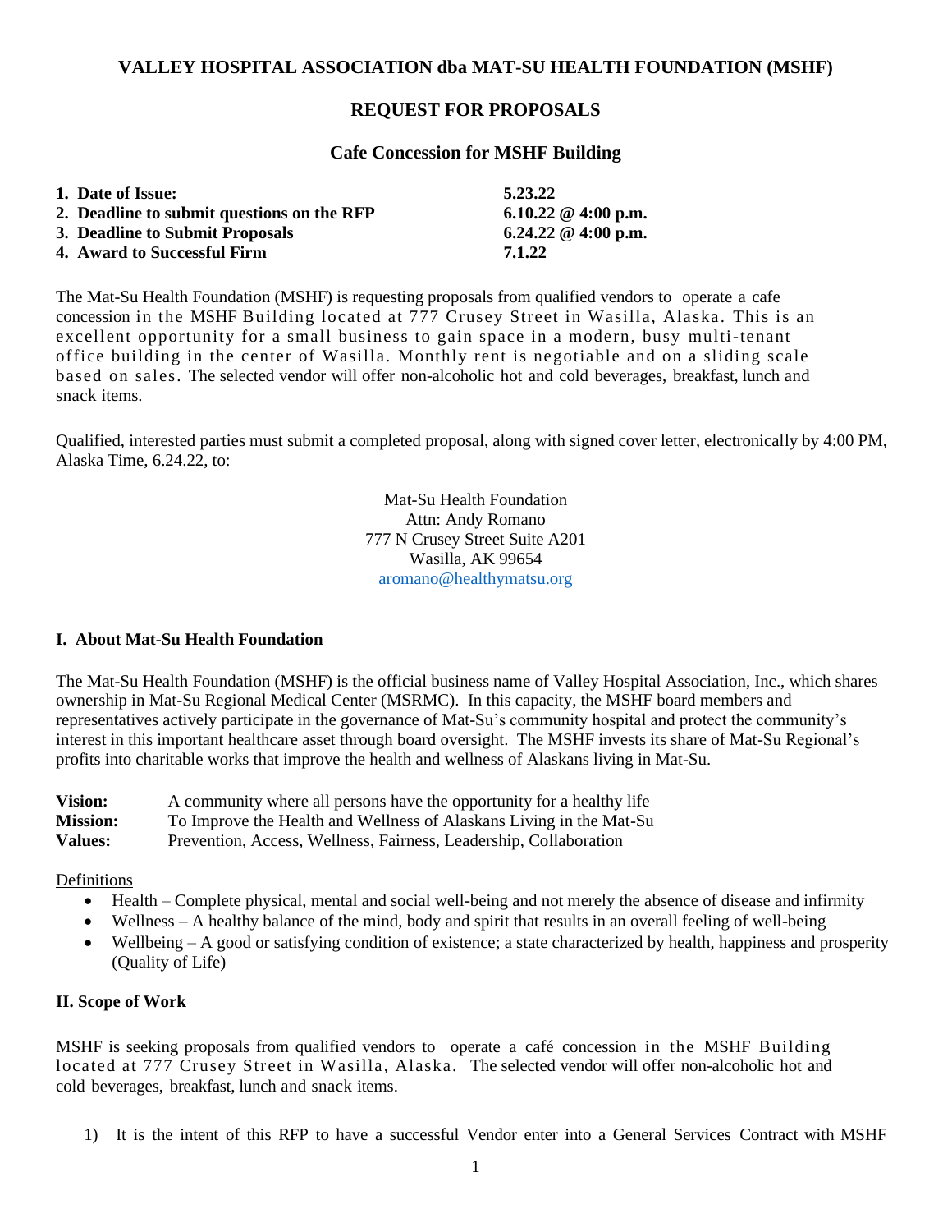# VALLEY HOSPITAL ASSOCIATION dba MAT-SU HEALTH FOUNDATION (MSHF)

## REQUEST FOR PROPOSALS

### Cafe Concession for MSHF Building

| | |
|---|---|
| **1. Date of Issue:** | **5.23.22** |
| **2. Deadline to submit questions on the RFP** | **6.10.22 @ 4:00 p.m.** |
| **3. Deadline to Submit Proposals** | **6.24.22 @ 4:00 p.m.** |
| **4. Award to Successful Firm** | **7.1.22** |

The Mat-Su Health Foundation (MSHF) is requesting proposals from qualified vendors to operate a cafe concession in the MSHF Building located at 777 Crusey Street in Wasilla, Alaska. This is an excellent opportunity for a small business to gain space in a modern, busy multi-tenant office building in the center of Wasilla. Monthly rent is negotiable and on a sliding scale based on sales. The selected vendor will offer non-alcoholic hot and cold beverages, breakfast, lunch and snack items.

Qualified, interested parties must submit a completed proposal, along with signed cover letter, electronically by 4:00 PM, Alaska Time, 6.24.22, to:

Mat-Su Health Foundation
Attn: Andy Romano
777 N Crusey Street Suite A201
Wasilla, AK 99654
aromano@healthymatsu.org

## I. About Mat-Su Health Foundation

The Mat-Su Health Foundation (MSHF) is the official business name of Valley Hospital Association, Inc., which shares ownership in Mat-Su Regional Medical Center (MSRMC). In this capacity, the MSHF board members and representatives actively participate in the governance of Mat-Su's community hospital and protect the community's interest in this important healthcare asset through board oversight. The MSHF invests its share of Mat-Su Regional's profits into charitable works that improve the health and wellness of Alaskans living in Mat-Su.

**Vision:** A community where all persons have the opportunity for a healthy life
**Mission:** To Improve the Health and Wellness of Alaskans Living in the Mat-Su
**Values:** Prevention, Access, Wellness, Fairness, Leadership, Collaboration

Definitions

- Health – Complete physical, mental and social well-being and not merely the absence of disease and infirmity
- Wellness – A healthy balance of the mind, body and spirit that results in an overall feeling of well-being
- Wellbeing – A good or satisfying condition of existence; a state characterized by health, happiness and prosperity (Quality of Life)

## II. Scope of Work

MSHF is seeking proposals from qualified vendors to operate a café concession in the MSHF Building located at 777 Crusey Street in Wasilla, Alaska. The selected vendor will offer non-alcoholic hot and cold beverages, breakfast, lunch and snack items.

1) It is the intent of this RFP to have a successful Vendor enter into a General Services Contract with MSHF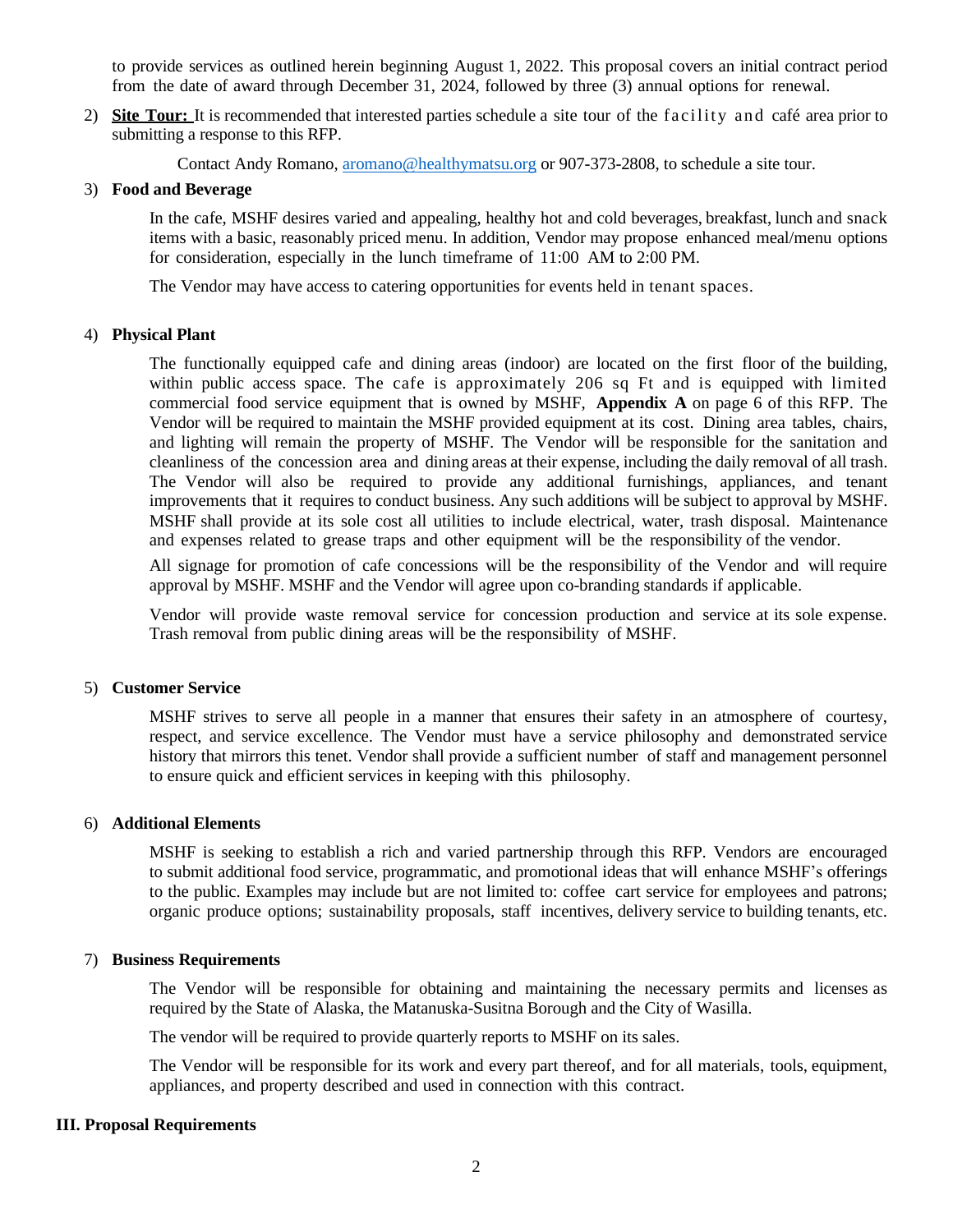to provide services as outlined herein beginning August 1, 2022. This proposal covers an initial contract period from the date of award through December 31, 2024, followed by three (3) annual options for renewal.

2) **Site Tour:** It is recommended that interested parties schedule a site tour of the facility and café area prior to submitting a response to this RFP.

   Contact Andy Romano, aromano@healthymatsu.org or 907-373-2808, to schedule a site tour.

3) **Food and Beverage**

   In the cafe, MSHF desires varied and appealing, healthy hot and cold beverages, breakfast, lunch and snack items with a basic, reasonably priced menu. In addition, Vendor may propose enhanced meal/menu options for consideration, especially in the lunch timeframe of 11:00 AM to 2:00 PM.

   The Vendor may have access to catering opportunities for events held in tenant spaces.

4) **Physical Plant**

   The functionally equipped cafe and dining areas (indoor) are located on the first floor of the building, within public access space. The cafe is approximately 206 sq Ft and is equipped with limited commercial food service equipment that is owned by MSHF, **Appendix A** on page 6 of this RFP. The Vendor will be required to maintain the MSHF provided equipment at its cost. Dining area tables, chairs, and lighting will remain the property of MSHF. The Vendor will be responsible for the sanitation and cleanliness of the concession area and dining areas at their expense, including the daily removal of all trash. The Vendor will also be required to provide any additional furnishings, appliances, and tenant improvements that it requires to conduct business. Any such additions will be subject to approval by MSHF. MSHF shall provide at its sole cost all utilities to include electrical, water, trash disposal. Maintenance and expenses related to grease traps and other equipment will be the responsibility of the vendor.

   All signage for promotion of cafe concessions will be the responsibility of the Vendor and will require approval by MSHF. MSHF and the Vendor will agree upon co-branding standards if applicable.

   Vendor will provide waste removal service for concession production and service at its sole expense. Trash removal from public dining areas will be the responsibility of MSHF.

5) **Customer Service**

   MSHF strives to serve all people in a manner that ensures their safety in an atmosphere of courtesy, respect, and service excellence. The Vendor must have a service philosophy and demonstrated service history that mirrors this tenet. Vendor shall provide a sufficient number of staff and management personnel to ensure quick and efficient services in keeping with this philosophy.

6) **Additional Elements**

   MSHF is seeking to establish a rich and varied partnership through this RFP. Vendors are encouraged to submit additional food service, programmatic, and promotional ideas that will enhance MSHF's offerings to the public. Examples may include but are not limited to: coffee cart service for employees and patrons; organic produce options; sustainability proposals, staff incentives, delivery service to building tenants, etc.

7) **Business Requirements**

   The Vendor will be responsible for obtaining and maintaining the necessary permits and licenses as required by the State of Alaska, the Matanuska-Susitna Borough and the City of Wasilla.

   The vendor will be required to provide quarterly reports to MSHF on its sales.

   The Vendor will be responsible for its work and every part thereof, and for all materials, tools, equipment, appliances, and property described and used in connection with this contract.

## III. Proposal Requirements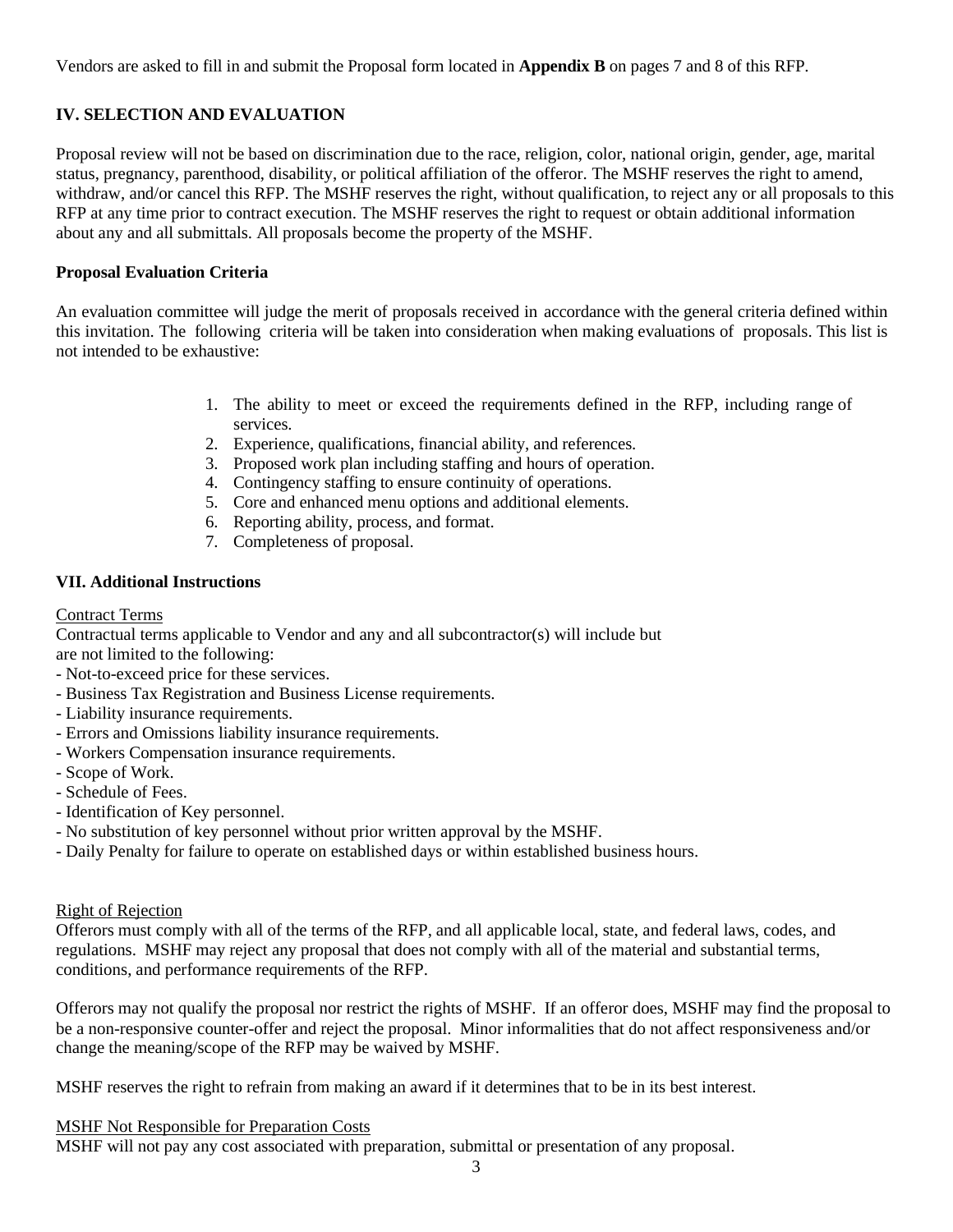Vendors are asked to fill in and submit the Proposal form located in **Appendix B** on pages 7 and 8 of this RFP.

## IV. SELECTION AND EVALUATION

Proposal review will not be based on discrimination due to the race, religion, color, national origin, gender, age, marital status, pregnancy, parenthood, disability, or political affiliation of the offeror. The MSHF reserves the right to amend, withdraw, and/or cancel this RFP. The MSHF reserves the right, without qualification, to reject any or all proposals to this RFP at any time prior to contract execution. The MSHF reserves the right to request or obtain additional information about any and all submittals. All proposals become the property of the MSHF.

### Proposal Evaluation Criteria

An evaluation committee will judge the merit of proposals received in accordance with the general criteria defined within this invitation. The following criteria will be taken into consideration when making evaluations of proposals. This list is not intended to be exhaustive:

1. The ability to meet or exceed the requirements defined in the RFP, including range of services.
2. Experience, qualifications, financial ability, and references.
3. Proposed work plan including staffing and hours of operation.
4. Contingency staffing to ensure continuity of operations.
5. Core and enhanced menu options and additional elements.
6. Reporting ability, process, and format.
7. Completeness of proposal.

## VII. Additional Instructions

Contract Terms

Contractual terms applicable to Vendor and any and all subcontractor(s) will include but are not limited to the following:

- Not-to-exceed price for these services.
- Business Tax Registration and Business License requirements.
- Liability insurance requirements.
- Errors and Omissions liability insurance requirements.
- Workers Compensation insurance requirements.
- Scope of Work.
- Schedule of Fees.
- Identification of Key personnel.
- No substitution of key personnel without prior written approval by the MSHF.
- Daily Penalty for failure to operate on established days or within established business hours.

Right of Rejection

Offerors must comply with all of the terms of the RFP, and all applicable local, state, and federal laws, codes, and regulations. MSHF may reject any proposal that does not comply with all of the material and substantial terms, conditions, and performance requirements of the RFP.

Offerors may not qualify the proposal nor restrict the rights of MSHF. If an offeror does, MSHF may find the proposal to be a non-responsive counter-offer and reject the proposal. Minor informalities that do not affect responsiveness and/or change the meaning/scope of the RFP may be waived by MSHF.

MSHF reserves the right to refrain from making an award if it determines that to be in its best interest.

MSHF Not Responsible for Preparation Costs

MSHF will not pay any cost associated with preparation, submittal or presentation of any proposal.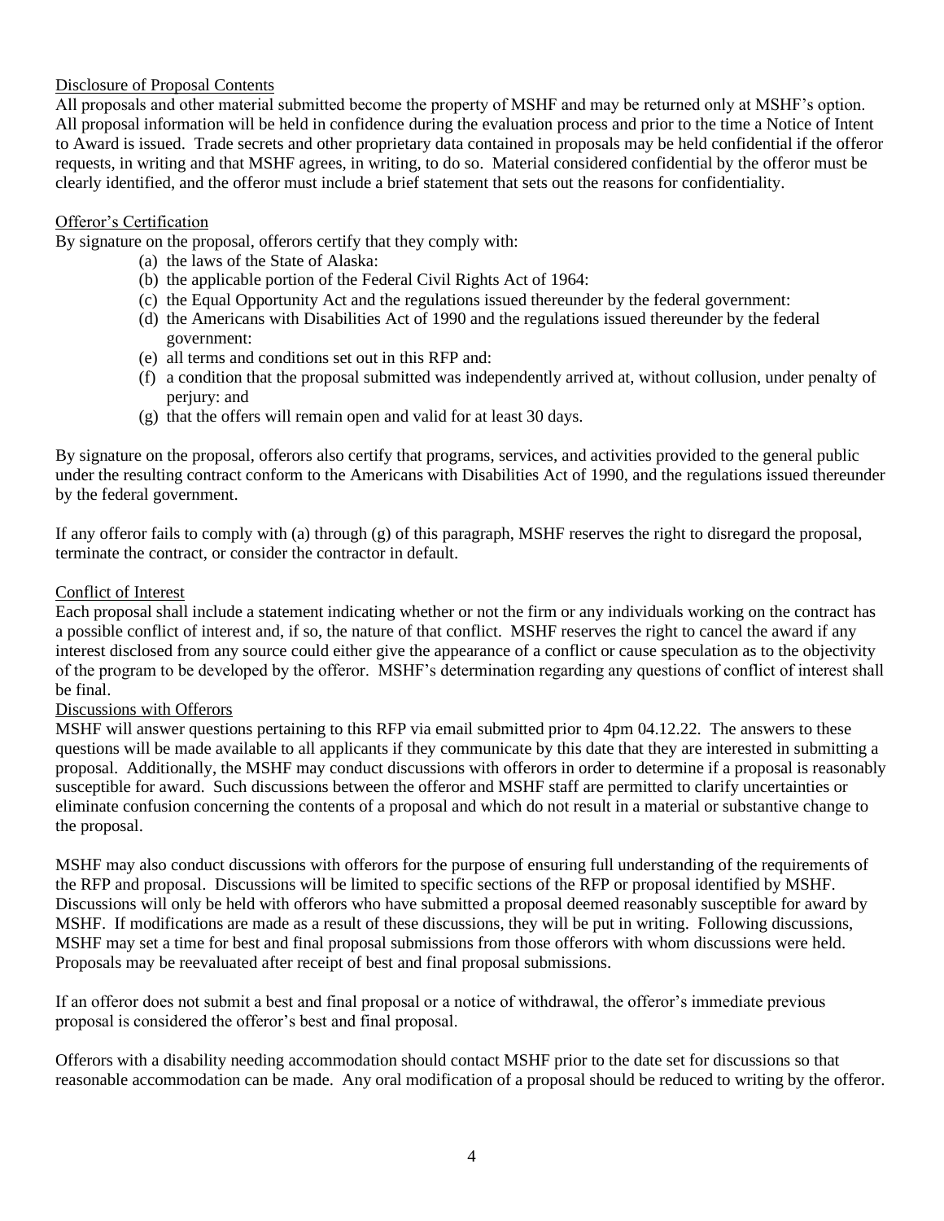Disclosure of Proposal Contents

All proposals and other material submitted become the property of MSHF and may be returned only at MSHF's option. All proposal information will be held in confidence during the evaluation process and prior to the time a Notice of Intent to Award is issued. Trade secrets and other proprietary data contained in proposals may be held confidential if the offeror requests, in writing and that MSHF agrees, in writing, to do so. Material considered confidential by the offeror must be clearly identified, and the offeror must include a brief statement that sets out the reasons for confidentiality.

Offeror's Certification

By signature on the proposal, offerors certify that they comply with:

(a) the laws of the State of Alaska:
(b) the applicable portion of the Federal Civil Rights Act of 1964:
(c) the Equal Opportunity Act and the regulations issued thereunder by the federal government:
(d) the Americans with Disabilities Act of 1990 and the regulations issued thereunder by the federal government:
(e) all terms and conditions set out in this RFP and:
(f) a condition that the proposal submitted was independently arrived at, without collusion, under penalty of perjury: and
(g) that the offers will remain open and valid for at least 30 days.

By signature on the proposal, offerors also certify that programs, services, and activities provided to the general public under the resulting contract conform to the Americans with Disabilities Act of 1990, and the regulations issued thereunder by the federal government.

If any offeror fails to comply with (a) through (g) of this paragraph, MSHF reserves the right to disregard the proposal, terminate the contract, or consider the contractor in default.

Conflict of Interest

Each proposal shall include a statement indicating whether or not the firm or any individuals working on the contract has a possible conflict of interest and, if so, the nature of that conflict. MSHF reserves the right to cancel the award if any interest disclosed from any source could either give the appearance of a conflict or cause speculation as to the objectivity of the program to be developed by the offeror. MSHF's determination regarding any questions of conflict of interest shall be final.

Discussions with Offerors

MSHF will answer questions pertaining to this RFP via email submitted prior to 4pm 04.12.22. The answers to these questions will be made available to all applicants if they communicate by this date that they are interested in submitting a proposal. Additionally, the MSHF may conduct discussions with offerors in order to determine if a proposal is reasonably susceptible for award. Such discussions between the offeror and MSHF staff are permitted to clarify uncertainties or eliminate confusion concerning the contents of a proposal and which do not result in a material or substantive change to the proposal.

MSHF may also conduct discussions with offerors for the purpose of ensuring full understanding of the requirements of the RFP and proposal. Discussions will be limited to specific sections of the RFP or proposal identified by MSHF. Discussions will only be held with offerors who have submitted a proposal deemed reasonably susceptible for award by MSHF. If modifications are made as a result of these discussions, they will be put in writing. Following discussions, MSHF may set a time for best and final proposal submissions from those offerors with whom discussions were held. Proposals may be reevaluated after receipt of best and final proposal submissions.

If an offeror does not submit a best and final proposal or a notice of withdrawal, the offeror's immediate previous proposal is considered the offeror's best and final proposal.

Offerors with a disability needing accommodation should contact MSHF prior to the date set for discussions so that reasonable accommodation can be made. Any oral modification of a proposal should be reduced to writing by the offeror.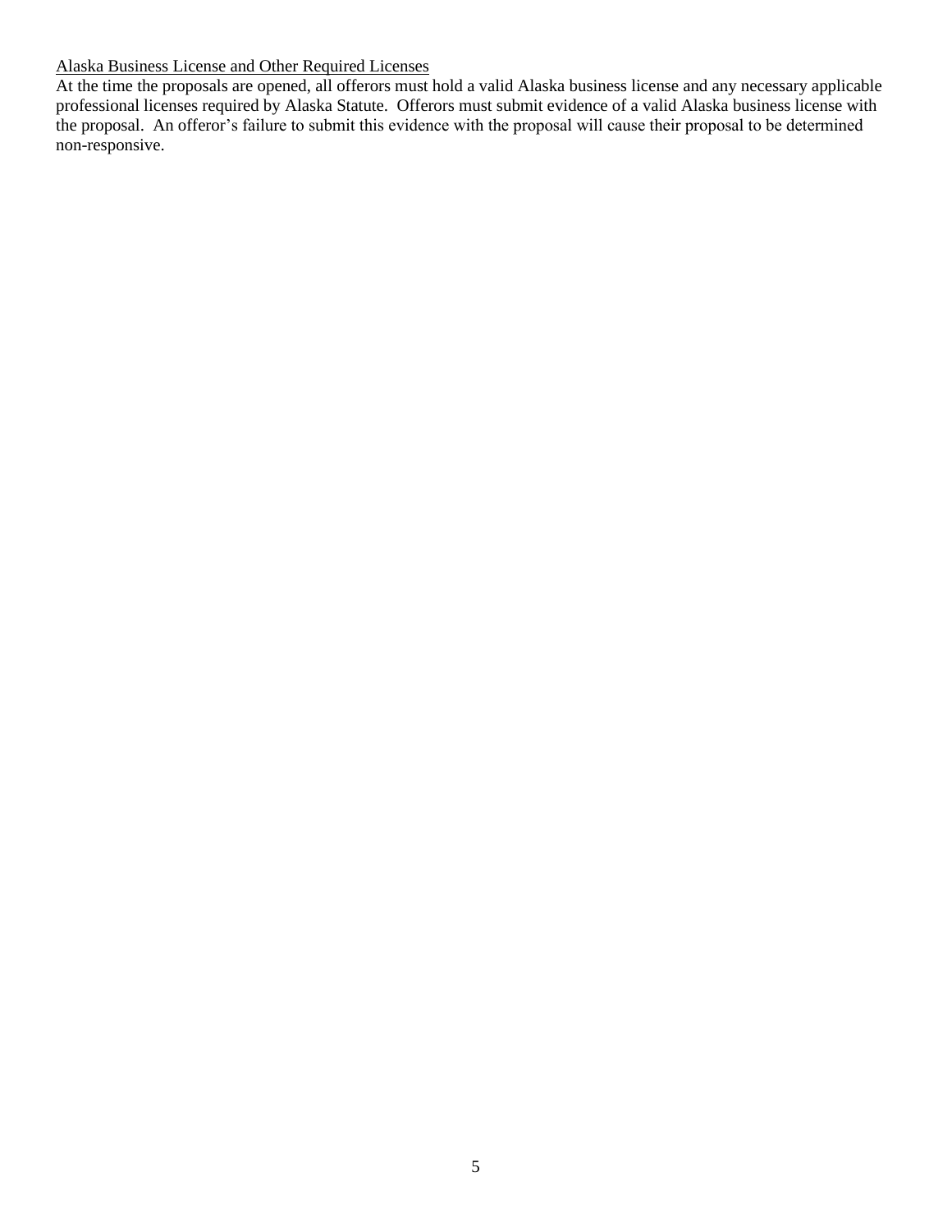Alaska Business License and Other Required Licenses

At the time the proposals are opened, all offerors must hold a valid Alaska business license and any necessary applicable professional licenses required by Alaska Statute. Offerors must submit evidence of a valid Alaska business license with the proposal. An offeror's failure to submit this evidence with the proposal will cause their proposal to be determined non-responsive.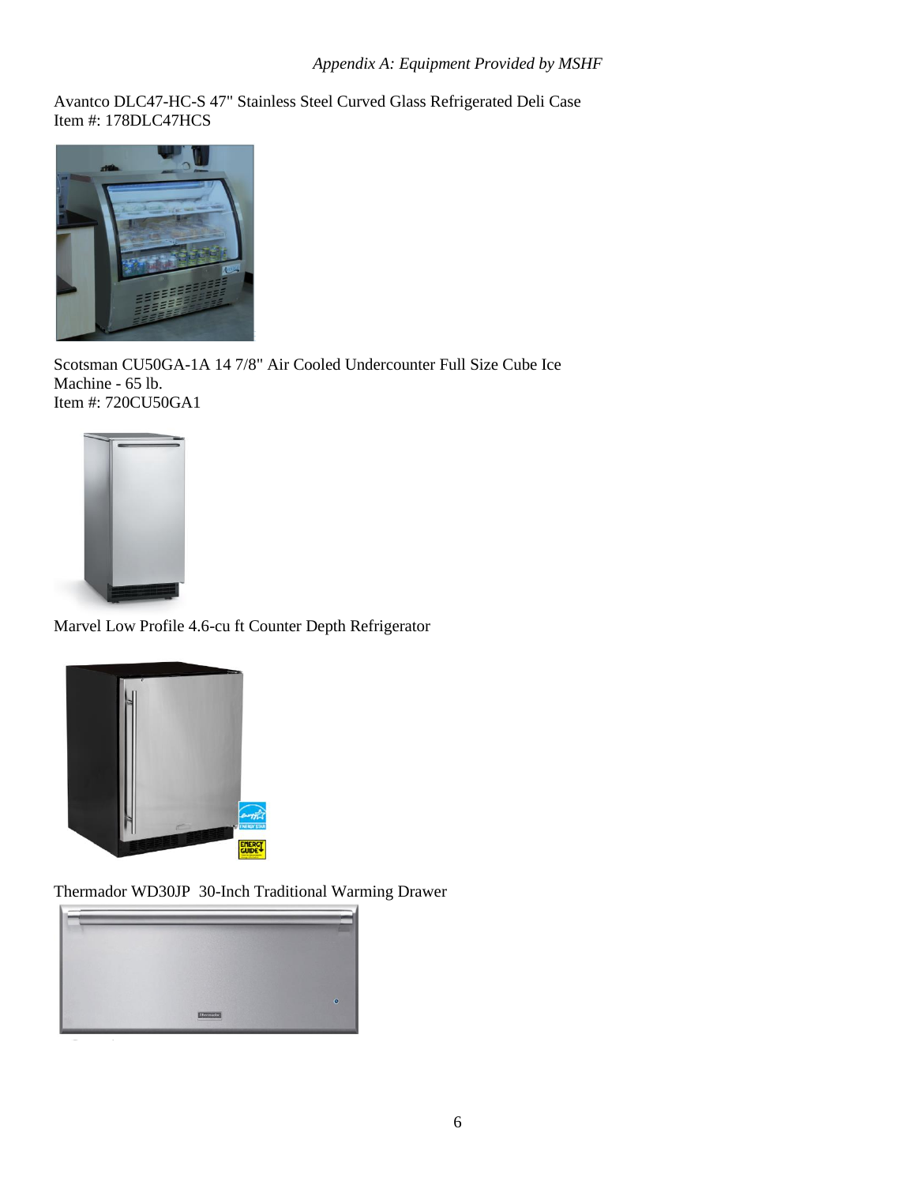*Appendix A: Equipment Provided by MSHF*

Avantco DLC47-HC-S 47" Stainless Steel Curved Glass Refrigerated Deli Case
Item #: 178DLC47HCS

Scotsman CU50GA-1A 14 7/8" Air Cooled Undercounter Full Size Cube Ice Machine - 65 lb.
Item #: 720CU50GA1

Marvel Low Profile 4.6-cu ft Counter Depth Refrigerator

Thermador WD30JP 30-Inch Traditional Warming Drawer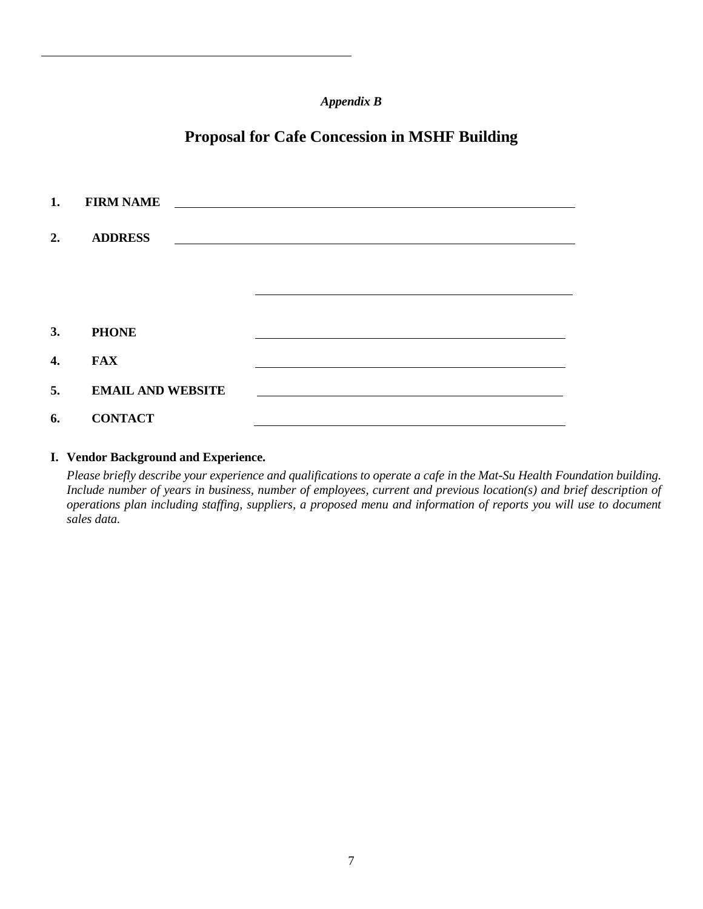*Appendix B*

# Proposal for Cafe Concession in MSHF Building

1. **FIRM NAME** ______________________________

2. **ADDRESS** ______________________________

   ______________________________

3. **PHONE** ______________________________

4. **FAX** ______________________________

5. **EMAIL AND WEBSITE** ______________________________

6. **CONTACT** ______________________________

**I. Vendor Background and Experience.**

*Please briefly describe your experience and qualifications to operate a cafe in the Mat-Su Health Foundation building. Include number of years in business, number of employees, current and previous location(s) and brief description of operations plan including staffing, suppliers, a proposed menu and information of reports you will use to document sales data.*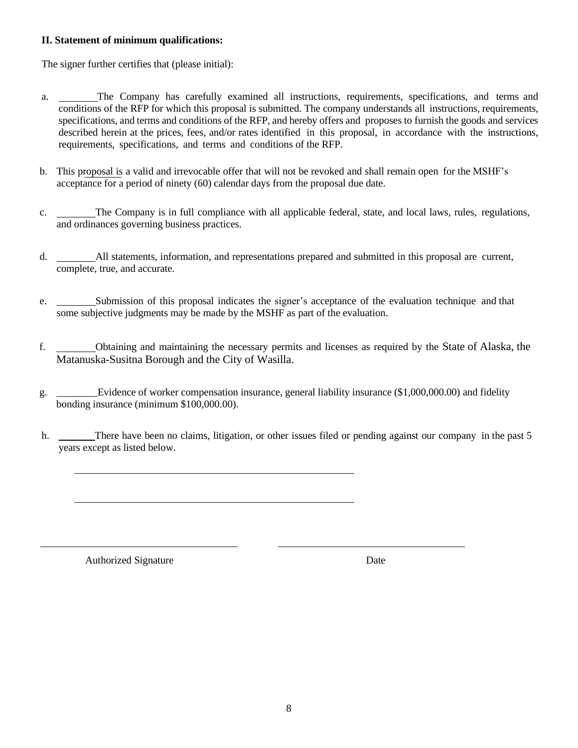**II. Statement of minimum qualifications:**

The signer further certifies that (please initial):

a. ________The Company has carefully examined all instructions, requirements, specifications, and terms and conditions of the RFP for which this proposal is submitted. The company understands all instructions, requirements, specifications, and terms and conditions of the RFP, and hereby offers and proposes to furnish the goods and services described herein at the prices, fees, and/or rates identified in this proposal, in accordance with the instructions, requirements, specifications, and terms and conditions of the RFP.

b. This proposal is a valid and irrevocable offer that will not be revoked and shall remain open for the MSHF's acceptance for a period of ninety (60) calendar days from the proposal due date.

c. ________The Company is in full compliance with all applicable federal, state, and local laws, rules, regulations, and ordinances governing business practices.

d. ________All statements, information, and representations prepared and submitted in this proposal are current, complete, true, and accurate.

e. ________Submission of this proposal indicates the signer's acceptance of the evaluation technique and that some subjective judgments may be made by the MSHF as part of the evaluation.

f. ________Obtaining and maintaining the necessary permits and licenses as required by the State of Alaska, the Matanuska-Susitna Borough and the City of Wasilla.

g. ________Evidence of worker compensation insurance, general liability insurance ($1,000,000.00) and fidelity bonding insurance (minimum $100,000.00).

h. ________There have been no claims, litigation, or other issues filed or pending against our company in the past 5 years except as listed below.

________________________________________________

________________________________________________

________________________________ ________________________________

Authorized Signature Date